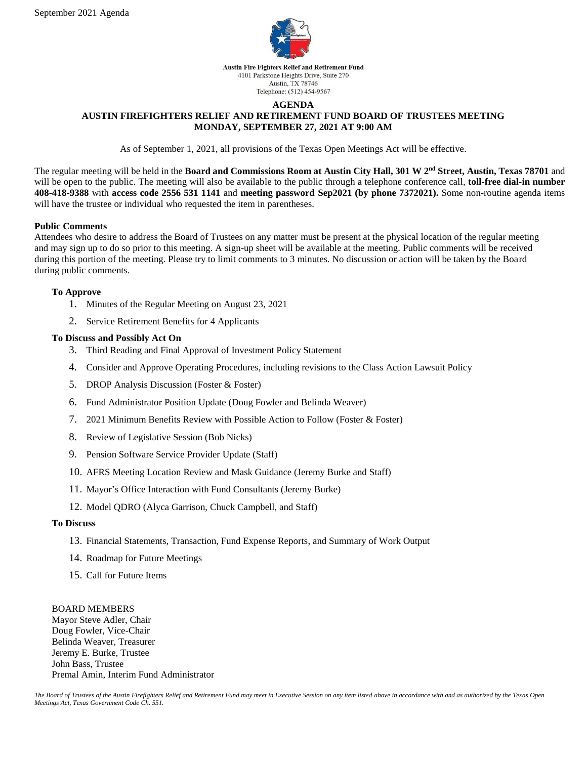September 2021 Agenda

**Austin Fire Fighters Relief and Retirement Fund**
4101 Parkstone Heights Drive, Suite 270
Austin, TX 78746
Telephone: (512) 454-9567

# AGENDA
## AUSTIN FIREFIGHTERS RELIEF AND RETIREMENT FUND BOARD OF TRUSTEES MEETING
## MONDAY, SEPTEMBER 27, 2021 AT 9:00 AM

As of September 1, 2021, all provisions of the Texas Open Meetings Act will be effective.

The regular meeting will be held in the **Board and Commissions Room at Austin City Hall, 301 W 2nd Street, Austin, Texas 78701** and will be open to the public. The meeting will also be available to the public through a telephone conference call, **toll-free dial-in number 408-418-9388** with **access code 2556 531 1141** and **meeting password Sep2021 (by phone 7372021).** Some non-routine agenda items will have the trustee or individual who requested the item in parentheses.

**Public Comments**
Attendees who desire to address the Board of Trustees on any matter must be present at the physical location of the regular meeting and may sign up to do so prior to this meeting. A sign-up sheet will be available at the meeting. Public comments will be received during this portion of the meeting. Please try to limit comments to 3 minutes. No discussion or action will be taken by the Board during public comments.

**To Approve**

1. Minutes of the Regular Meeting on August 23, 2021
2. Service Retirement Benefits for 4 Applicants

**To Discuss and Possibly Act On**

3. Third Reading and Final Approval of Investment Policy Statement
4. Consider and Approve Operating Procedures, including revisions to the Class Action Lawsuit Policy
5. DROP Analysis Discussion (Foster & Foster)
6. Fund Administrator Position Update (Doug Fowler and Belinda Weaver)
7. 2021 Minimum Benefits Review with Possible Action to Follow (Foster & Foster)
8. Review of Legislative Session (Bob Nicks)
9. Pension Software Service Provider Update (Staff)
10. AFRS Meeting Location Review and Mask Guidance (Jeremy Burke and Staff)
11. Mayor's Office Interaction with Fund Consultants (Jeremy Burke)
12. Model QDRO (Alyca Garrison, Chuck Campbell, and Staff)

**To Discuss**

13. Financial Statements, Transaction, Fund Expense Reports, and Summary of Work Output
14. Roadmap for Future Meetings
15. Call for Future Items

BOARD MEMBERS
Mayor Steve Adler, Chair
Doug Fowler, Vice-Chair
Belinda Weaver, Treasurer
Jeremy E. Burke, Trustee
John Bass, Trustee
Premal Amin, Interim Fund Administrator

*The Board of Trustees of the Austin Firefighters Relief and Retirement Fund may meet in Executive Session on any item listed above in accordance with and as authorized by the Texas Open Meetings Act, Texas Government Code Ch. 551.*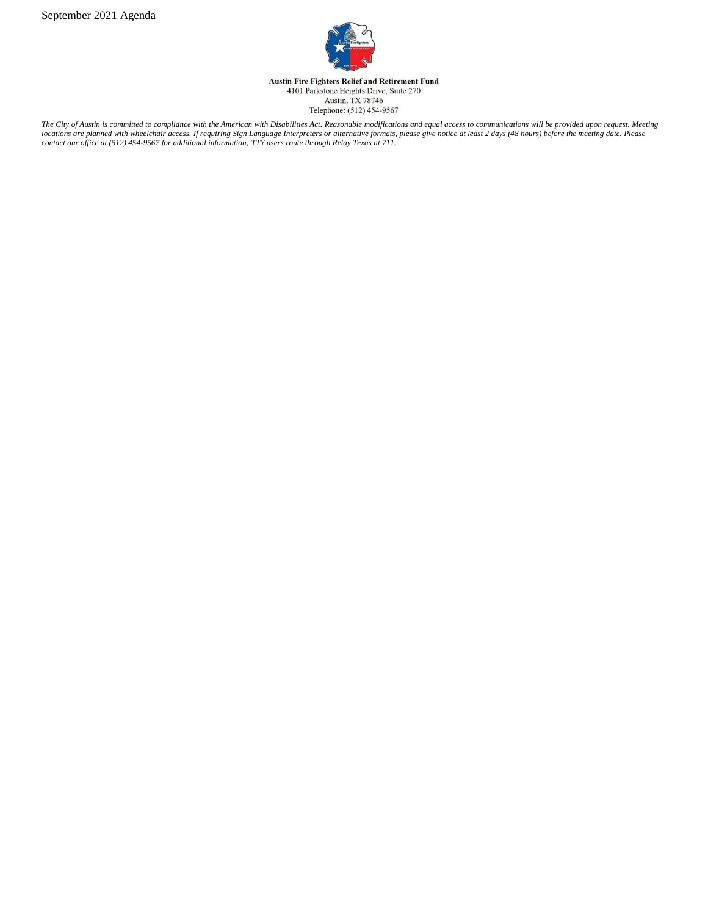**Austin Fire Fighters Relief and Retirement Fund**
4101 Parkstone Heights Drive, Suite 270
Austin, TX 78746
Telephone: (512) 454-9567

*The City of Austin is committed to compliance with the American with Disabilities Act. Reasonable modifications and equal access to communications will be provided upon request. Meeting locations are planned with wheelchair access. If requiring Sign Language Interpreters or alternative formats, please give notice at least 2 days (48 hours) before the meeting date. Please contact our office at (512) 454-9567 for additional information; TTY users route through Relay Texas at 711.*